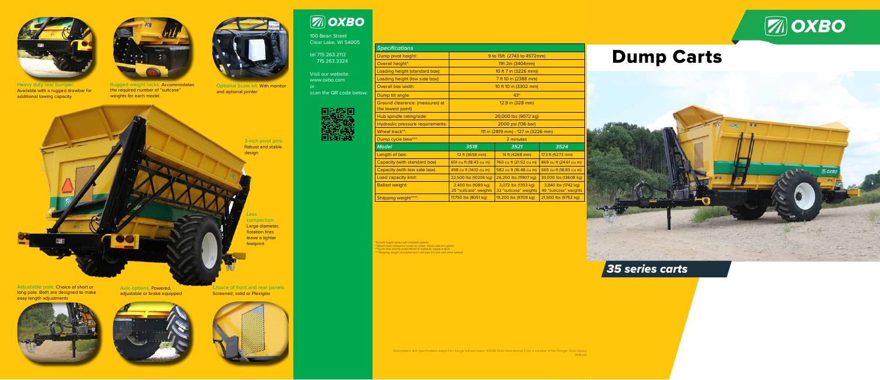# Dump Carts

## 35 series carts

**Heavy duty rear bumper:** Available with a rugged drawbar for additional towing capacity

**Rugged weight racks:** Accommodates the required number of "suitcase" weights for each model.

**Optional Scale kit:** With monitor and optional printer

**3-inch pivot pins:** Robust and stable design

**Less compaction:** Large diameter, flotation tires leave a lighter footprint

**Adjustable pole:** Choice of short or long pole. Both are designed to make easy length adjustments

**Axle options:** Powered, adjustable or brake equipped

**Choice of front and rear panels:** Screened, solid or Plexiglas

OXBO

100 Bean Street
Clear Lake, WI 54005

tel 715.263.2112
715.263.3324

Visit our website:
www.oxbo.com
or
scan the QR code below:

| *Specifications* | | | |
|---|---|---|---|
| Dump pivot height: | 9 to 15ft (2743 to 4572mm) | | |
| Overall height*: | 11ft 2in (3404mm) | | |
| Loading height (standard box): | 10 ft 7 in (3226 mm)) | | |
| Loading height (low side box): | 7 ft 10 in (2388 mm) | | |
| Overall box width: | 10 ft 10 in (3302 mm) | | |
| Dump tilt angle: | 43° | | |
| Ground clearance: (measured at the lowest point) | 12.9 in (328 mm) | | |
| Hub spindle rating/side: | 20,000 lbs (9072 kg) | | |
| Hydraulic pressure requirements: | 2000 psi (136 bar) | | |
| Wheel track**: | 111 in (2819 mm) - 127 in (3226 mm) | | |
| Dump cycle time***: | 2 minutes | | |
| ***Model*** | ***3518*** | ***3521*** | ***3524*** |
| Length of box: | 12 ft (3658 mm) | 14 ft (4268 mm) | 17.3 ft (5273 mm) |
| Capacity (with standard box) | 651 cu ft (18.43 cu m) | 760 cu ft (21.52 cu m) | 869 cu ft (24.61 cu m) |
| Capacity (with low side box) | 498 cu ft (1410 cu m) | 582 cu ft (16.48 cu m) | 665 cu ft (18.83 cu m) |
| Load capacity limit: | 22,500 lbs (10206 kg) | 26,250 lbs (11907 kg) | 30,000 lbs (13608 kg) |
| Ballast weight: | 2,400 lbs (1089 kg) 25 "suitcase" weights | 3,072 lbs (1393 kg) 32 "suitcase" weights | 3,840 lbs (1742 kg) 40 "suitcase" weights |
| Shipping weight****: | 17,750 lbs (8051 kg) | 19,200 lbs (8709 kg) | 21,500 lbs (9752 kg) |

*Overall height varies with installed options
**Wheel track (measured center to center. Varies with tire option
***Cycle time directly proportional to hydraulic supply output
****Shipping weight and dimensions will vary tire size and other options

Descriptions and specifications subject to change without notice. ©2018 Oxbo International Corp. a member of the Ploeger Oxbo Group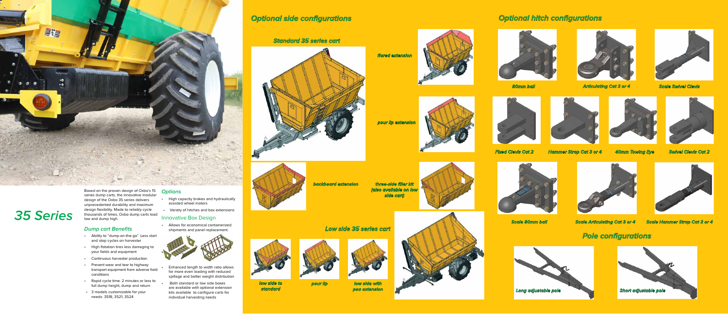# 35 Series

Based on the proven design of Oxbo's 15 series dump carts, the innovative modular design of the Oxbo 35 series delivers unprecedented durability and maximum design flexibility. Made to reliably cycle thousands of times, Oxbo dump carts load low and dump high.

### Dump cart Benefits

- Ability to "dump-on-the-go". Less start and stop cycles on harvester
- High flotation tires less damaging to your fields and equipment
- Continuous harvester production
- Prevent wear and tear to highway transport equipment from adverse field conditions
- Rapid cycle time: 2 minutes or less to full dump height, dump and return
- 3 models customizable for your needs: 3518, 3521, 3524

### Options

- High capacity brakes and hydraulically assisted wheel motors
- Variety of hitches and box extensions

### Innovative Box Design

- Allows for economical containerized shipments and panel replacement.
- Enhanced length to width ratio allows for more even loading with reduced spillage and better weight distribution
- Both standard or low side boxes are available with optional extension kits available to configure carts for individual harvesting needs

## Optional side configurations

### Standard 35 series cart

flared extension

pour lip extension

backboard extension

three-side filler kit (also available on low side cart)

### Low side 35 series cart

low side to standard

pour lip

low side with pea extension

## Optional hitch configurations

80mm ball

Articulating Cat 3 or 4

Scale Swivel Clevis

Fixed Clevis Cat 2

Hammer Strap Cat 3 or 4

40mm Towing Eye

Swivel Clevis Cat 2

Scale 80mm ball

Scale Articulating Cat 3 or 4

Scale Hammer Strap Cat 3 or 4

## Pole configurations

Long adjustable pole

Short adjustable pole